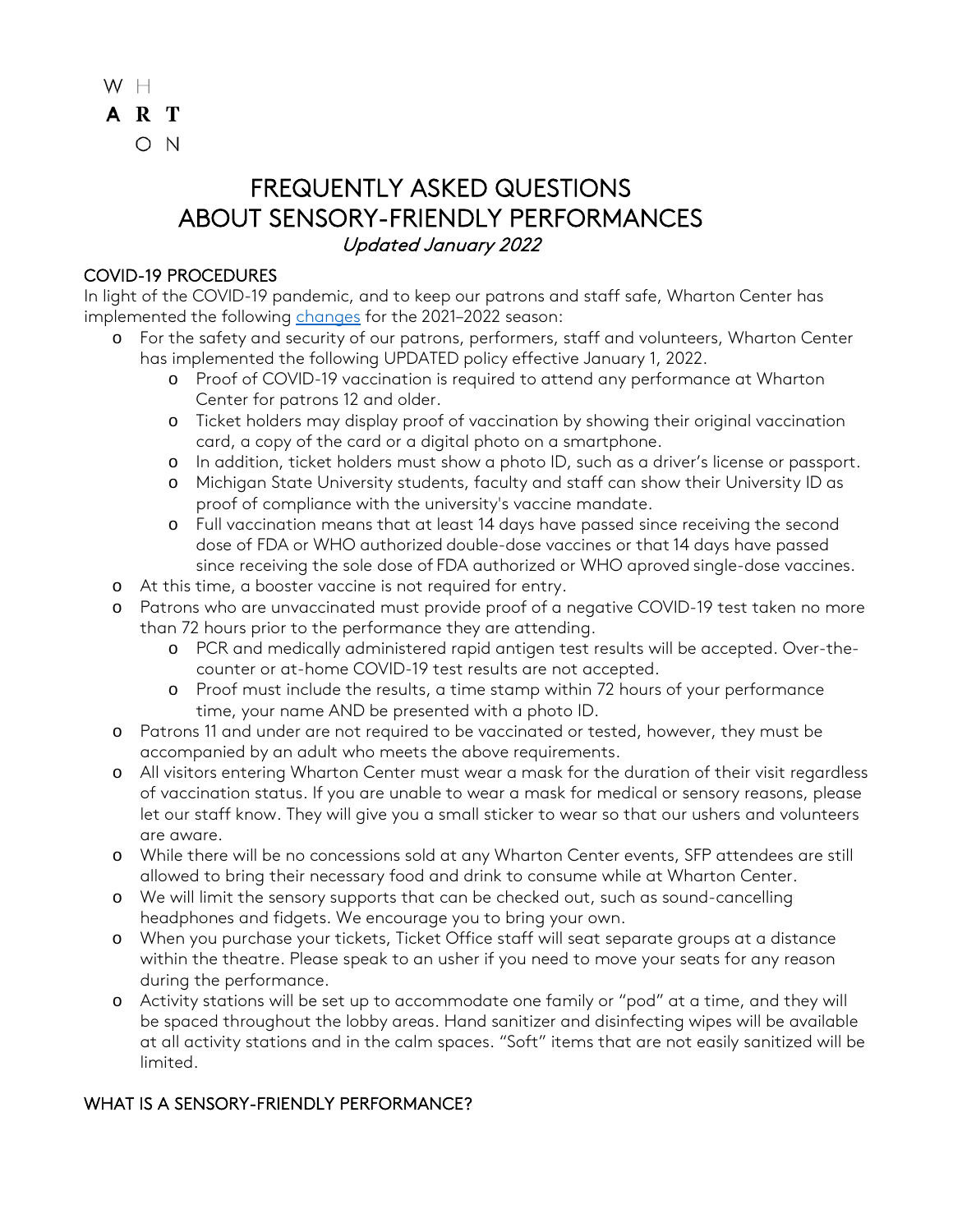W H
**A R T**
O N

# FREQUENTLY ASKED QUESTIONS ABOUT SENSORY-FRIENDLY PERFORMANCES

*Updated January 2022*

## COVID-19 PROCEDURES

In light of the COVID-19 pandemic, and to keep our patrons and staff safe, Wharton Center has implemented the following [changes](changes) for the 2021–2022 season:

- For the safety and security of our patrons, performers, staff and volunteers, Wharton Center has implemented the following UPDATED policy effective January 1, 2022.
  - Proof of COVID-19 vaccination is required to attend any performance at Wharton Center for patrons 12 and older.
  - Ticket holders may display proof of vaccination by showing their original vaccination card, a copy of the card or a digital photo on a smartphone.
  - In addition, ticket holders must show a photo ID, such as a driver's license or passport.
  - Michigan State University students, faculty and staff can show their University ID as proof of compliance with the university's vaccine mandate.
  - Full vaccination means that at least 14 days have passed since receiving the second dose of FDA or WHO authorized double-dose vaccines or that 14 days have passed since receiving the sole dose of FDA authorized or WHO aproved single-dose vaccines.
- At this time, a booster vaccine is not required for entry.
- Patrons who are unvaccinated must provide proof of a negative COVID-19 test taken no more than 72 hours prior to the performance they are attending.
  - PCR and medically administered rapid antigen test results will be accepted. Over-the-counter or at-home COVID-19 test results are not accepted.
  - Proof must include the results, a time stamp within 72 hours of your performance time, your name AND be presented with a photo ID.
- Patrons 11 and under are not required to be vaccinated or tested, however, they must be accompanied by an adult who meets the above requirements.
- All visitors entering Wharton Center must wear a mask for the duration of their visit regardless of vaccination status. If you are unable to wear a mask for medical or sensory reasons, please let our staff know. They will give you a small sticker to wear so that our ushers and volunteers are aware.
- While there will be no concessions sold at any Wharton Center events, SFP attendees are still allowed to bring their necessary food and drink to consume while at Wharton Center.
- We will limit the sensory supports that can be checked out, such as sound-cancelling headphones and fidgets. We encourage you to bring your own.
- When you purchase your tickets, Ticket Office staff will seat separate groups at a distance within the theatre. Please speak to an usher if you need to move your seats for any reason during the performance.
- Activity stations will be set up to accommodate one family or "pod" at a time, and they will be spaced throughout the lobby areas. Hand sanitizer and disinfecting wipes will be available at all activity stations and in the calm spaces. "Soft" items that are not easily sanitized will be limited.

## WHAT IS A SENSORY-FRIENDLY PERFORMANCE?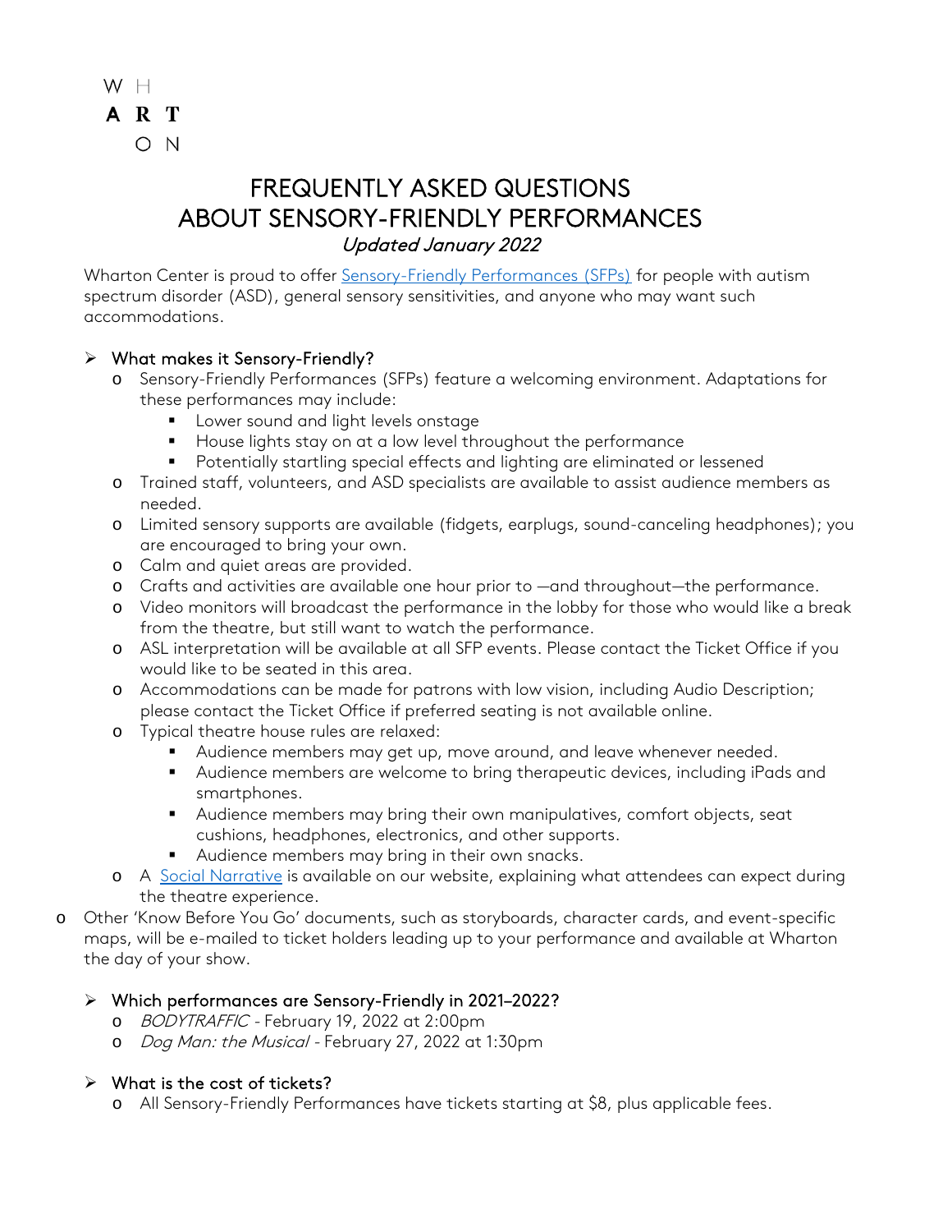W H
**A R T**
O N

# FREQUENTLY ASKED QUESTIONS ABOUT SENSORY-FRIENDLY PERFORMANCES

*Updated January 2022*

Wharton Center is proud to offer [Sensory-Friendly Performances (SFPs)]() for people with autism spectrum disorder (ASD), general sensory sensitivities, and anyone who may want such accommodations.

## What makes it Sensory-Friendly?

- Sensory-Friendly Performances (SFPs) feature a welcoming environment. Adaptations for these performances may include:
  - Lower sound and light levels onstage
  - House lights stay on at a low level throughout the performance
  - Potentially startling special effects and lighting are eliminated or lessened
- Trained staff, volunteers, and ASD specialists are available to assist audience members as needed.
- Limited sensory supports are available (fidgets, earplugs, sound-canceling headphones); you are encouraged to bring your own.
- Calm and quiet areas are provided.
- Crafts and activities are available one hour prior to —and throughout—the performance.
- Video monitors will broadcast the performance in the lobby for those who would like a break from the theatre, but still want to watch the performance.
- ASL interpretation will be available at all SFP events. Please contact the Ticket Office if you would like to be seated in this area.
- Accommodations can be made for patrons with low vision, including Audio Description; please contact the Ticket Office if preferred seating is not available online.
- Typical theatre house rules are relaxed:
  - Audience members may get up, move around, and leave whenever needed.
  - Audience members are welcome to bring therapeutic devices, including iPads and smartphones.
  - Audience members may bring their own manipulatives, comfort objects, seat cushions, headphones, electronics, and other supports.
  - Audience members may bring in their own snacks.
- A [Social Narrative]() is available on our website, explaining what attendees can expect during the theatre experience.
- Other 'Know Before You Go' documents, such as storyboards, character cards, and event-specific maps, will be e-mailed to ticket holders leading up to your performance and available at Wharton the day of your show.

## Which performances are Sensory-Friendly in 2021–2022?

- *BODYTRAFFIC* - February 19, 2022 at 2:00pm
- *Dog Man: the Musical* - February 27, 2022 at 1:30pm

## What is the cost of tickets?

- All Sensory-Friendly Performances have tickets starting at $8, plus applicable fees.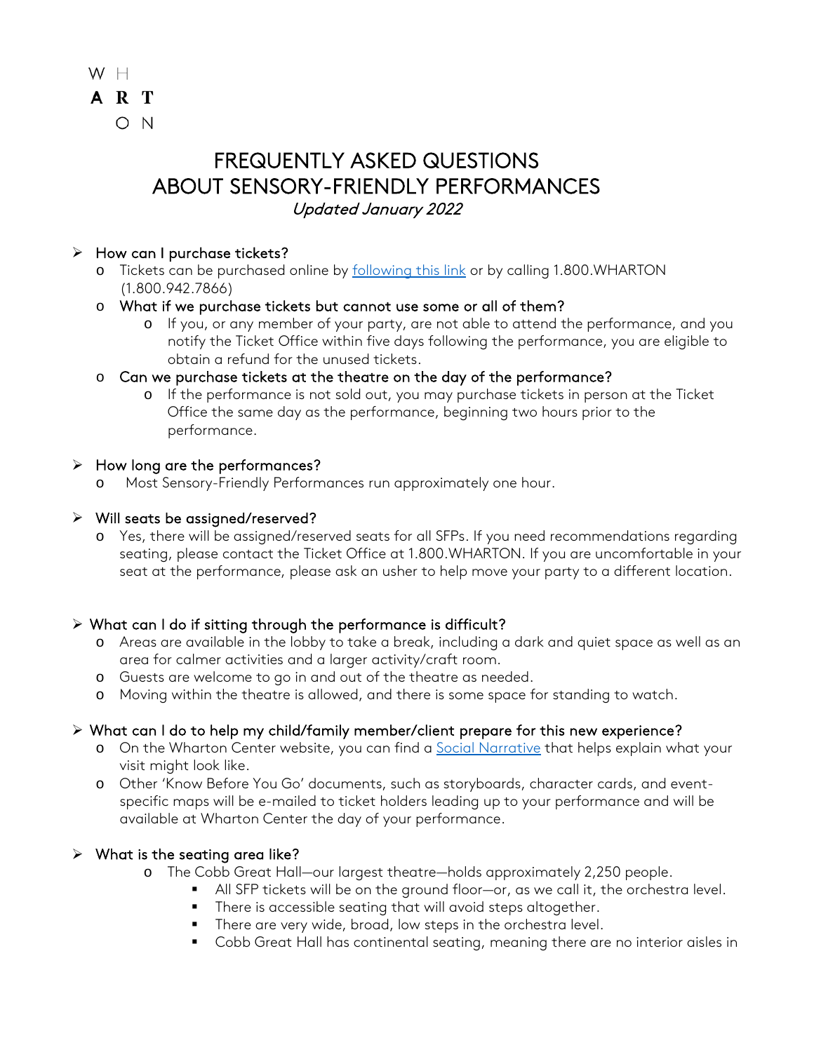W H
A R T
O N

# FREQUENTLY ASKED QUESTIONS ABOUT SENSORY-FRIENDLY PERFORMANCES

*Updated January 2022*

- How can I purchase tickets?
  - Tickets can be purchased online by [following this link]() or by calling 1.800.WHARTON (1.800.942.7866)
  - What if we purchase tickets but cannot use some or all of them?
    - If you, or any member of your party, are not able to attend the performance, and you notify the Ticket Office within five days following the performance, you are eligible to obtain a refund for the unused tickets.
  - Can we purchase tickets at the theatre on the day of the performance?
    - If the performance is not sold out, you may purchase tickets in person at the Ticket Office the same day as the performance, beginning two hours prior to the performance.

- How long are the performances?
  - Most Sensory-Friendly Performances run approximately one hour.

- Will seats be assigned/reserved?
  - Yes, there will be assigned/reserved seats for all SFPs. If you need recommendations regarding seating, please contact the Ticket Office at 1.800.WHARTON. If you are uncomfortable in your seat at the performance, please ask an usher to help move your party to a different location.

- What can I do if sitting through the performance is difficult?
  - Areas are available in the lobby to take a break, including a dark and quiet space as well as an area for calmer activities and a larger activity/craft room.
  - Guests are welcome to go in and out of the theatre as needed.
  - Moving within the theatre is allowed, and there is some space for standing to watch.

- What can I do to help my child/family member/client prepare for this new experience?
  - On the Wharton Center website, you can find a [Social Narrative]() that helps explain what your visit might look like.
  - Other 'Know Before You Go' documents, such as storyboards, character cards, and event-specific maps will be e-mailed to ticket holders leading up to your performance and will be available at Wharton Center the day of your performance.

- What is the seating area like?
  - The Cobb Great Hall—our largest theatre—holds approximately 2,250 people.
    - All SFP tickets will be on the ground floor—or, as we call it, the orchestra level.
    - There is accessible seating that will avoid steps altogether.
    - There are very wide, broad, low steps in the orchestra level.
    - Cobb Great Hall has continental seating, meaning there are no interior aisles in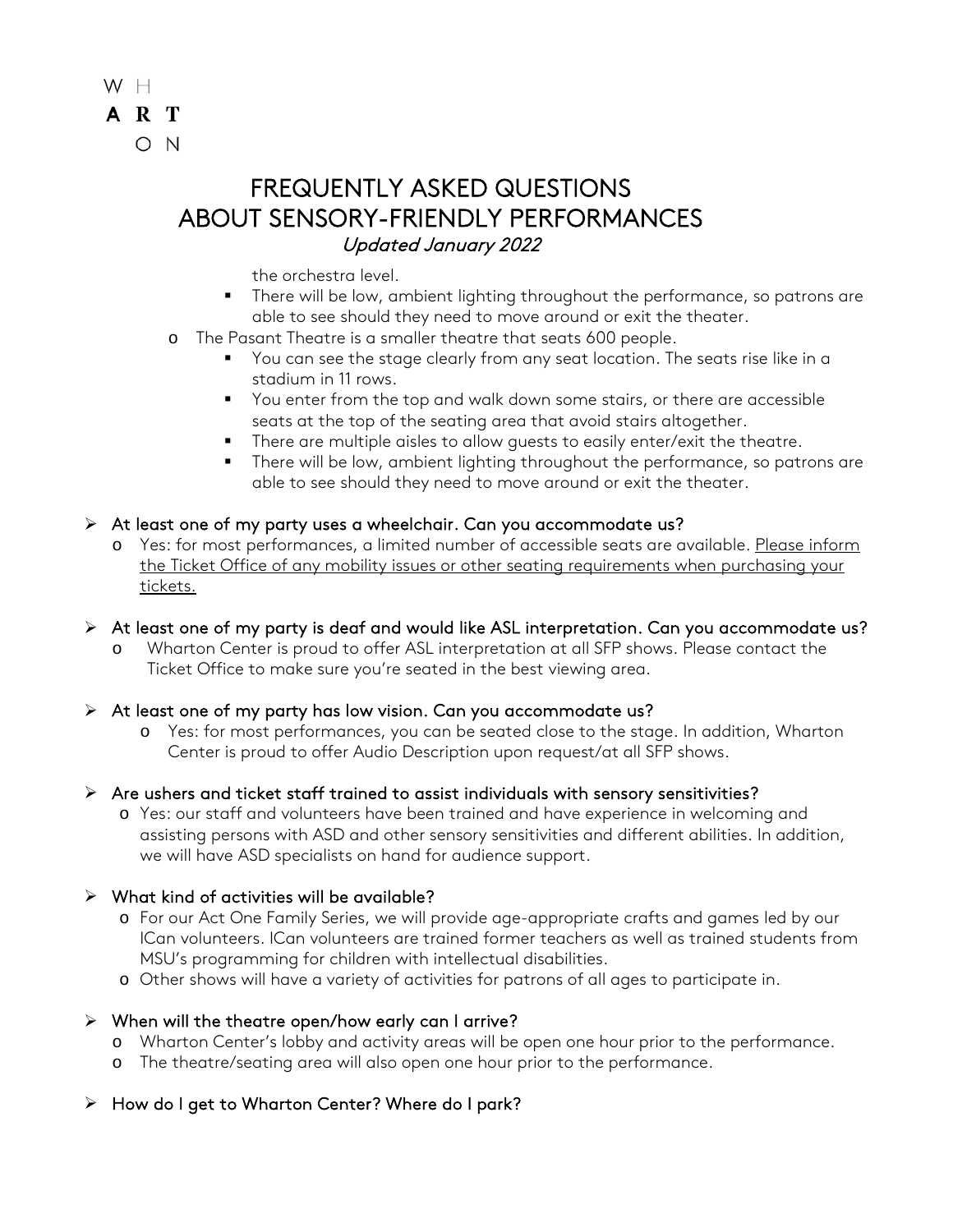the orchestra level.
    - There will be low, ambient lighting throughout the performance, so patrons are able to see should they need to move around or exit the theater.
- The Pasant Theatre is a smaller theatre that seats 600 people.
    - You can see the stage clearly from any seat location. The seats rise like in a stadium in 11 rows.
    - You enter from the top and walk down some stairs, or there are accessible seats at the top of the seating area that avoid stairs altogether.
    - There are multiple aisles to allow guests to easily enter/exit the theatre.
    - There will be low, ambient lighting throughout the performance, so patrons are able to see should they need to move around or exit the theater.

**At least one of my party uses a wheelchair. Can you accommodate us?**

- Yes: for most performances, a limited number of accessible seats are available. Please inform the Ticket Office of any mobility issues or other seating requirements when purchasing your tickets.

**At least one of my party is deaf and would like ASL interpretation. Can you accommodate us?**

- Wharton Center is proud to offer ASL interpretation at all SFP shows. Please contact the Ticket Office to make sure you're seated in the best viewing area.

**At least one of my party has low vision. Can you accommodate us?**

- Yes: for most performances, you can be seated close to the stage. In addition, Wharton Center is proud to offer Audio Description upon request/at all SFP shows.

**Are ushers and ticket staff trained to assist individuals with sensory sensitivities?**

- Yes: our staff and volunteers have been trained and have experience in welcoming and assisting persons with ASD and other sensory sensitivities and different abilities. In addition, we will have ASD specialists on hand for audience support.

**What kind of activities will be available?**

- For our Act One Family Series, we will provide age-appropriate crafts and games led by our ICan volunteers. ICan volunteers are trained former teachers as well as trained students from MSU's programming for children with intellectual disabilities.
- Other shows will have a variety of activities for patrons of all ages to participate in.

**When will the theatre open/how early can I arrive?**

- Wharton Center's lobby and activity areas will be open one hour prior to the performance.
- The theatre/seating area will also open one hour prior to the performance.

**How do I get to Wharton Center? Where do I park?**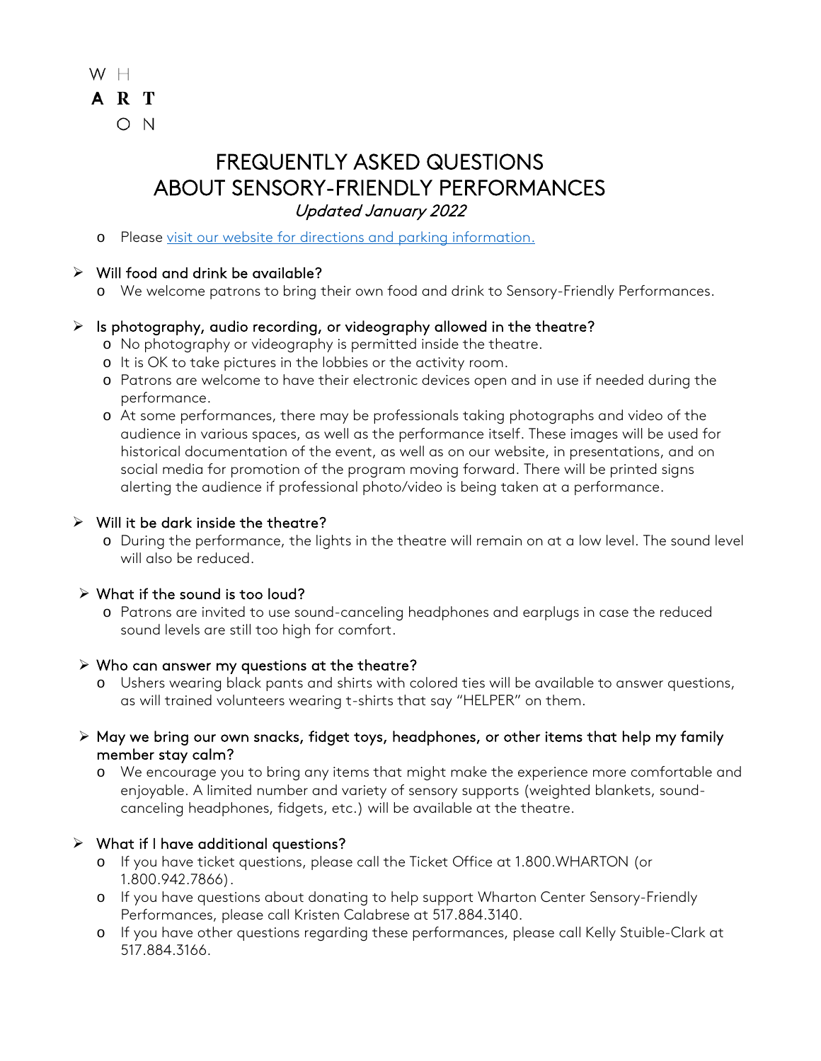W H
**A R T**
O N

# FREQUENTLY ASKED QUESTIONS ABOUT SENSORY-FRIENDLY PERFORMANCES

*Updated January 2022*

- Please [visit our website for directions and parking information.]()

- Will food and drink be available?
  - We welcome patrons to bring their own food and drink to Sensory-Friendly Performances.

- Is photography, audio recording, or videography allowed in the theatre?
  - No photography or videography is permitted inside the theatre.
  - It is OK to take pictures in the lobbies or the activity room.
  - Patrons are welcome to have their electronic devices open and in use if needed during the performance.
  - At some performances, there may be professionals taking photographs and video of the audience in various spaces, as well as the performance itself. These images will be used for historical documentation of the event, as well as on our website, in presentations, and on social media for promotion of the program moving forward. There will be printed signs alerting the audience if professional photo/video is being taken at a performance.

- Will it be dark inside the theatre?
  - During the performance, the lights in the theatre will remain on at a low level. The sound level will also be reduced.

- What if the sound is too loud?
  - Patrons are invited to use sound-canceling headphones and earplugs in case the reduced sound levels are still too high for comfort.

- Who can answer my questions at the theatre?
  - Ushers wearing black pants and shirts with colored ties will be available to answer questions, as will trained volunteers wearing t-shirts that say "HELPER" on them.

- May we bring our own snacks, fidget toys, headphones, or other items that help my family member stay calm?
  - We encourage you to bring any items that might make the experience more comfortable and enjoyable. A limited number and variety of sensory supports (weighted blankets, sound-canceling headphones, fidgets, etc.) will be available at the theatre.

- What if I have additional questions?
  - If you have ticket questions, please call the Ticket Office at 1.800.WHARTON (or 1.800.942.7866).
  - If you have questions about donating to help support Wharton Center Sensory-Friendly Performances, please call Kristen Calabrese at 517.884.3140.
  - If you have other questions regarding these performances, please call Kelly Stuible-Clark at 517.884.3166.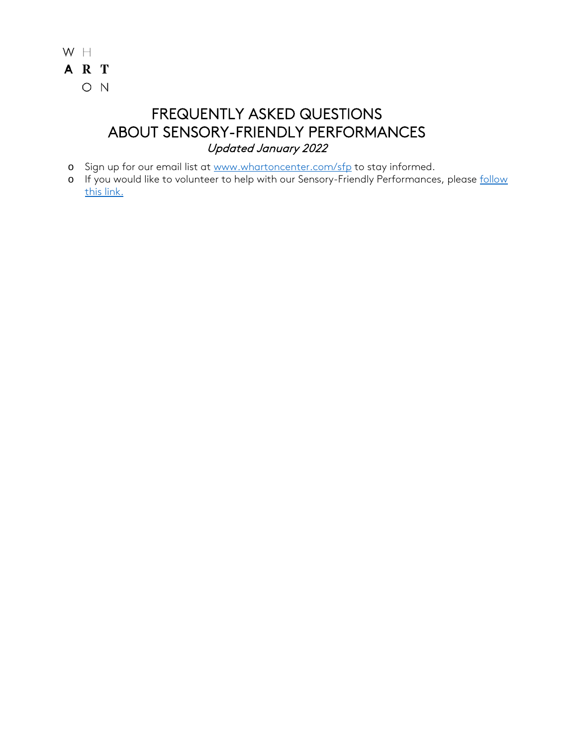W H
A R T
O N

# FREQUENTLY ASKED QUESTIONS ABOUT SENSORY-FRIENDLY PERFORMANCES

*Updated January 2022*

- Sign up for our email list at [www.whartoncenter.com/sfp](www.whartoncenter.com/sfp) to stay informed.
- If you would like to volunteer to help with our Sensory-Friendly Performances, please follow this link.